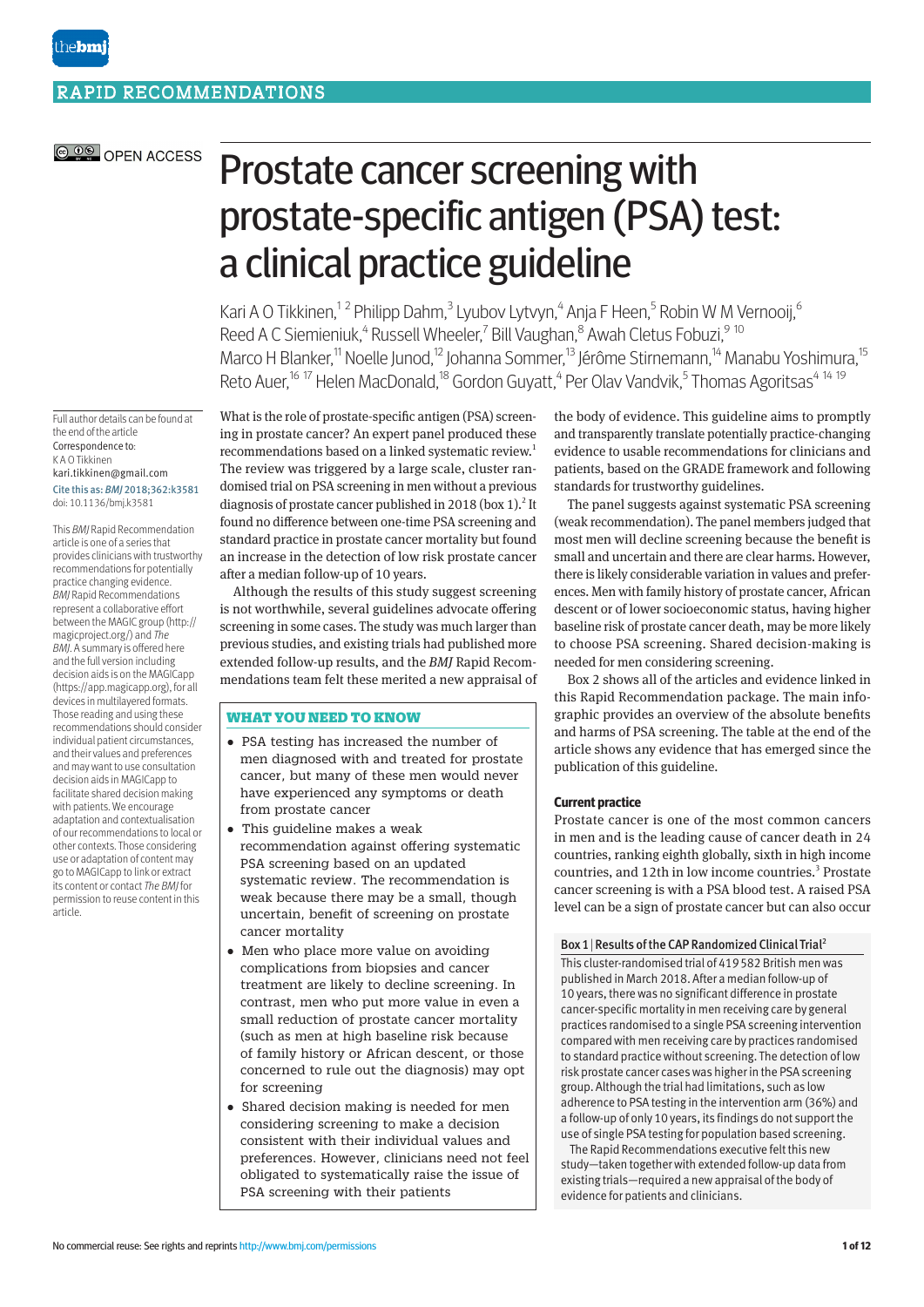RAPID RECOMMENDATIONS

OPEN ACCESS

# Prostate cancer screening with prostate-specific antigen (PSA) test: a clinical practice guideline

Kari A O Tikkinen,[1,2] Philipp Dahm,[3] Lyubov Lytvyn,[4] Anja F Heen,[5] Robin W M Vernooij,[6] Reed A C Siemieniuk,[4] Russell Wheeler,[7] Bill Vaughan,[8] Awah Cletus Fobuzi,[9,10] Marco H Blanker,[11] Noelle Junod,[12] Johanna Sommer,[13] Jérôme Stirnemann,[14] Manabu Yoshimura,[15] Reto Auer,[16,17] Helen MacDonald,[18] Gordon Guyatt,[4] Per Olav Vandvik,[5] Thomas Agoritsas[4,14,19]

Full author details can be found at the end of the article

Correspondence to: K A O Tikkinen kari.tikkinen@gmail.com

Cite this as: *BMJ* 2018;362:k3581
doi: 10.1136/bmj.k3581

This *BMJ* Rapid Recommendation article is one of a series that provides clinicians with trustworthy recommendations for potentially practice changing evidence. *BMJ* Rapid Recommendations represent a collaborative effort between the MAGIC group (http://magicproject.org/) and *The BMJ*. A summary is offered here and the full version including decision aids is on the MAGICapp (https://app.magicapp.org), for all devices in multilayered formats. Those reading and using these recommendations should consider individual patient circumstances, and their values and preferences and may want to use consultation decision aids in MAGICapp to facilitate shared decision making with patients. We encourage adaptation and contextualisation of our recommendations to local or other contexts. Those considering use or adaptation of content may go to MAGICapp to link or extract its content or contact *The BMJ* for permission to reuse content in this article.

What is the role of prostate-specific antigen (PSA) screening in prostate cancer? An expert panel produced these recommendations based on a linked systematic review.[1] The review was triggered by a large scale, cluster randomised trial on PSA screening in men without a previous diagnosis of prostate cancer published in 2018 (box 1).[2] It found no difference between one-time PSA screening and standard practice in prostate cancer mortality but found an increase in the detection of low risk prostate cancer after a median follow-up of 10 years.

Although the results of this study suggest screening is not worthwhile, several guidelines advocate offering screening in some cases. The study was much larger than previous studies, and existing trials had published more extended follow-up results, and the *BMJ* Rapid Recommendations team felt these merited a new appraisal of the body of evidence. This guideline aims to promptly and transparently translate potentially practice-changing evidence to usable recommendations for clinicians and patients, based on the GRADE framework and following standards for trustworthy guidelines.

The panel suggests against systematic PSA screening (weak recommendation). The panel members judged that most men will decline screening because the benefit is small and uncertain and there are clear harms. However, there is likely considerable variation in values and preferences. Men with family history of prostate cancer, African descent or of lower socioeconomic status, having higher baseline risk of prostate cancer death, may be more likely to choose PSA screening. Shared decision-making is needed for men considering screening.

Box 2 shows all of the articles and evidence linked in this Rapid Recommendation package. The main infographic provides an overview of the absolute benefits and harms of PSA screening. The table at the end of the article shows any evidence that has emerged since the publication of this guideline.

### WHAT YOU NEED TO KNOW

- PSA testing has increased the number of men diagnosed with and treated for prostate cancer, but many of these men would never have experienced any symptoms or death from prostate cancer
- This guideline makes a weak recommendation against offering systematic PSA screening based on an updated systematic review. The recommendation is weak because there may be a small, though uncertain, benefit of screening on prostate cancer mortality
- Men who place more value on avoiding complications from biopsies and cancer treatment are likely to decline screening. In contrast, men who put more value in even a small reduction of prostate cancer mortality (such as men at high baseline risk because of family history or African descent, or those concerned to rule out the diagnosis) may opt for screening
- Shared decision making is needed for men considering screening to make a decision consistent with their individual values and preferences. However, clinicians need not feel obligated to systematically raise the issue of PSA screening with their patients

### Current practice

Prostate cancer is one of the most common cancers in men and is the leading cause of cancer death in 24 countries, ranking eighth globally, sixth in high income countries, and 12th in low income countries.[3] Prostate cancer screening is with a PSA blood test. A raised PSA level can be a sign of prostate cancer but can also occur

**Box 1 | Results of the CAP Randomized Clinical Trial[2]**

This cluster-randomised trial of 419 582 British men was published in March 2018. After a median follow-up of 10 years, there was no significant difference in prostate cancer-specific mortality in men receiving care by general practices randomised to a single PSA screening intervention compared with men receiving care by practices randomised to standard practice without screening. The detection of low risk prostate cancer cases was higher in the PSA screening group. Although the trial had limitations, such as low adherence to PSA testing in the intervention arm (36%) and a follow-up of only 10 years, its findings do not support the use of single PSA testing for population based screening.

The Rapid Recommendations executive felt this new study—taken together with extended follow-up data from existing trials—required a new appraisal of the body of evidence for patients and clinicians.

No commercial reuse: See rights and reprints http://www.bmj.com/permissions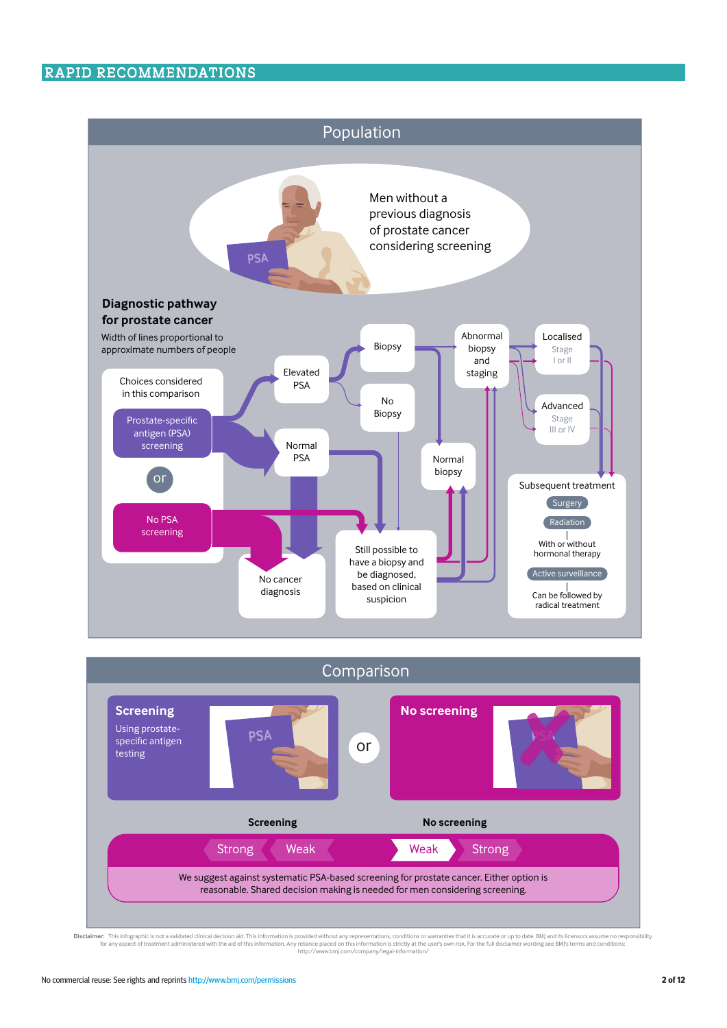## Population

Men without a previous diagnosis of prostate cancer considering screening

### Diagnostic pathway for prostate cancer

Width of lines proportional to approximate numbers of people

Choices considered in this comparison

- Prostate-specific antigen (PSA) screening
- or
- No PSA screening

Elevated PSA

Normal PSA

Biopsy

No Biopsy

Abnormal biopsy and staging

Normal biopsy

Localised
Stage I or II

Advanced
Stage III or IV

No cancer diagnosis

Still possible to have a biopsy and be diagnosed, based on clinical suspicion

Subsequent treatment

- Surgery
- Radiation
  - With or without hormonal therapy
- Active surveillance
  - Can be followed by radical treatment

## Comparison

**Screening**
Using prostate-specific antigen testing

or

**No screening**

| Screening | | No screening | |
|---|---|---|---|
| Strong | Weak | **Weak** | Strong |

We suggest against systematic PSA-based screening for prostate cancer. Either option is reasonable. Shared decision making is needed for men considering screening.

**Disclaimer:** This infographic is not a validated clinical decision aid. This information is provided without any representations, conditions or warranties that it is accurate or up to date. BMJ and its licensors assume no responsibility for any aspect of treatment administered with the aid of this information. Any reliance placed on this information is strictly at the user's own risk. For the full disclaimer wording see BMJ's terms and conditions: http://www.bmj.com/company/legal-information/

No commercial reuse: See rights and reprints http://www.bmj.com/permissions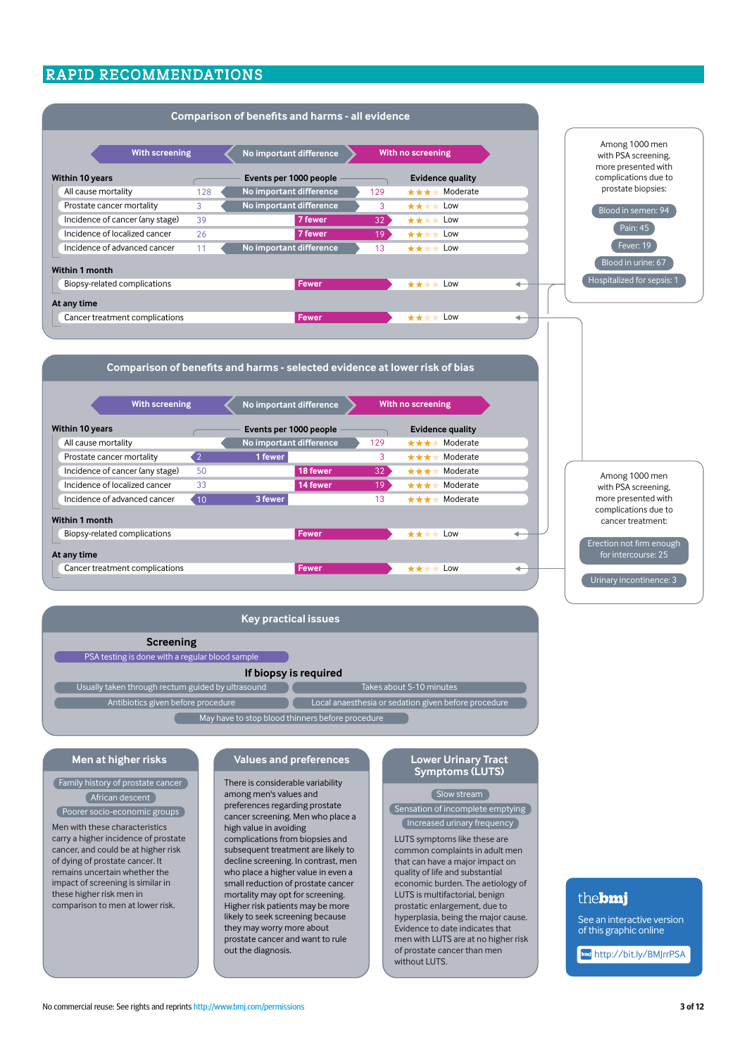## RAPID RECOMMENDATIONS

### Comparison of benefits and harms - all evidence

With screening | No important difference | With no screening

| Within 10 years | With screening (events per 1000 people) | Difference | With no screening (events per 1000 people) | Evidence quality |
|---|---|---|---|---|
| All cause mortality | 128 | No important difference | 129 | ★★★ Moderate |
| Prostate cancer mortality | 3 | No important difference | 3 | ★★ Low |
| Incidence of cancer (any stage) | 39 | 7 fewer | 32 | ★★ Low |
| Incidence of localized cancer | 26 | 7 fewer | 19 | ★★ Low |
| Incidence of advanced cancer | 11 | No important difference | 13 | ★★ Low |
| **Within 1 month** | | | | |
| Biopsy-related complications | | Fewer | | ★★ Low |
| **At any time** | | | | |
| Cancer treatment complications | | Fewer | | ★★ Low |

Among 1000 men with PSA screening, more presented with complications due to prostate biopsies:

- Blood in semen: 94
- Pain: 45
- Fever: 19
- Blood in urine: 67
- Hospitalized for sepsis: 1

### Comparison of benefits and harms - selected evidence at lower risk of bias

With screening | No important difference | With no screening

| Within 10 years | With screening (events per 1000 people) | Difference | With no screening (events per 1000 people) | Evidence quality |
|---|---|---|---|---|
| All cause mortality | | No important difference | 129 | ★★★ Moderate |
| Prostate cancer mortality | 2 | 1 fewer | 3 | ★★★ Moderate |
| Incidence of cancer (any stage) | 50 | 18 fewer | 32 | ★★★ Moderate |
| Incidence of localized cancer | 33 | 14 fewer | 19 | ★★★ Moderate |
| Incidence of advanced cancer | 10 | 3 fewer | 13 | ★★★ Moderate |
| **Within 1 month** | | | | |
| Biopsy-related complications | | Fewer | | ★★ Low |
| **At any time** | | | | |
| Cancer treatment complications | | Fewer | | ★★ Low |

Among 1000 men with PSA screening, more presented with complications due to cancer treatment:

- Erection not firm enough for intercourse: 25
- Urinary incontinence: 3

### Key practical issues

**Screening**

- PSA testing is done with a regular blood sample

**If biopsy is required**

- Usually taken through rectum guided by ultrasound
- Takes about 5-10 minutes
- Antibiotics given before procedure
- Local anaesthesia or sedation given before procedure
- May have to stop blood thinners before procedure

### Men at higher risks

- Family history of prostate cancer
- African descent
- Poorer socio-economic groups

Men with these characteristics carry a higher incidence of prostate cancer, and could be at higher risk of dying of prostate cancer. It remains uncertain whether the impact of screening is similar in these higher risk men in comparison to men at lower risk.

### Values and preferences

There is considerable variability among men's values and preferences regarding prostate cancer screening. Men who place a high value in avoiding complications from biopsies and subsequent treatment are likely to decline screening. In contrast, men who place a higher value in even a small reduction of prostate cancer mortality may opt for screening. Higher risk patients may be more likely to seek screening because they may worry more about prostate cancer and want to rule out the diagnosis.

### Lower Urinary Tract Symptoms (LUTS)

- Slow stream
- Sensation of incomplete emptying
- Increased urinary frequency

LUTS symptoms like these are common complaints in adult men that can have a major impact on quality of life and substantial economic burden. The aetiology of LUTS is multifactorial, benign prostatic enlargement, due to hyperplasia, being the major cause. Evidence to date indicates that men with LUTS are at no higher risk of prostate cancer than men without LUTS.

thebmj

See an interactive version of this graphic online

http://bit.ly/BMJrrPSA

No commercial reuse: See rights and reprints http://www.bmj.com/permissions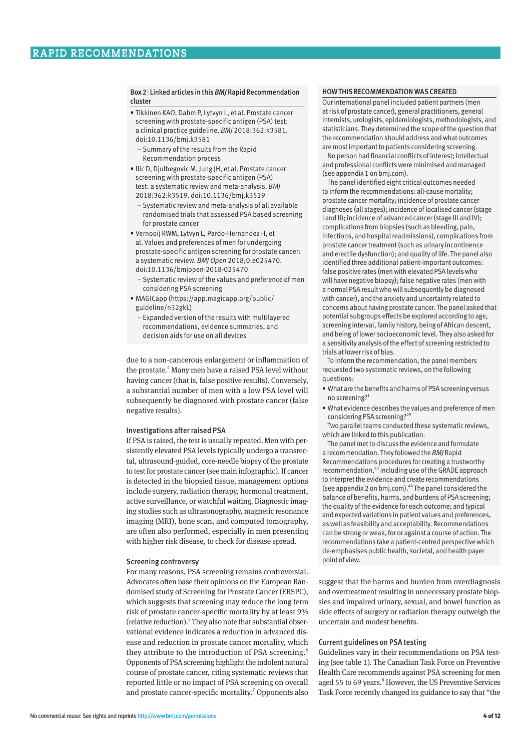**Box 2 | Linked articles in this *BMJ* Rapid Recommendation cluster**

- Tikkinen KAO, Dahm P, Lytvyn L, et al. Prostate cancer screening with prostate-specific antigen (PSA) test: a clinical practice guideline. *BMJ* 2018:362:k3581. doi:10.1136/bmj.k3581
  - Summary of the results from the Rapid Recommendation process
- Ilic D, Djulbegovic M, Jung JH, et al. Prostate cancer screening with prostate-specific antigen (PSA) test: a systematic review and meta-analysis. *BMJ* 2018:362:k3519. doi:10.1136/bmj.k3519
  - Systematic review and meta-analysis of all available randomised trials that assessed PSA based screening for prostate cancer
- Vernooij RWM, Lytvyn L, Pardo-Hernandez H, et al. Values and preferences of men for undergoing prostate-specific antigen screening for prostate cancer: a systematic review. *BMJ Open* 2018;0:e025470. doi:10.1136/bmjopen-2018-025470
  - Systematic review of the values and preference of men considering PSA screening
- MAGICapp (https://app.magicapp.org/public/guideline/n32gkL)
  - Expanded version of the results with multilayered recommendations, evidence summaries, and decision aids for use on all devices

due to a non-cancerous enlargement or inflammation of the prostate.[4] Many men have a raised PSA level without having cancer (that is, false positive results). Conversely, a substantial number of men with a low PSA level will subsequently be diagnosed with prostate cancer (false negative results).

### Investigations after raised PSA

If PSA is raised, the test is usually repeated. Men with persistently elevated PSA levels typically undergo a transrectal, ultrasound-guided, core-needle biopsy of the prostate to test for prostate cancer (see main infographic). If cancer is detected in the biopsied tissue, management options include surgery, radiation therapy, hormonal treatment, active surveillance, or watchful waiting. Diagnostic imaging studies such as ultrasonography, magnetic resonance imaging (MRI), bone scan, and computed tomography, are often also performed, especially in men presenting with higher risk disease, to check for disease spread.

### Screening controversy

For many reasons, PSA screening remains controversial. Advocates often base their opinions on the European Randomised study of Screening for Prostate Cancer (ERSPC), which suggests that screening may reduce the long term risk of prostate cancer-specific mortality by at least 9% (relative reduction).[5] They also note that substantial observational evidence indicates a reduction in advanced disease and reduction in prostate cancer mortality, which they attribute to the introduction of PSA screening.[6] Opponents of PSA screening highlight the indolent natural course of prostate cancer, citing systematic reviews that reported little or no impact of PSA screening on overall and prostate cancer-specific mortality.[7] Opponents also suggest that the harms and burden from overdiagnosis and overtreatment resulting in unnecessary prostate biopsies and impaired urinary, sexual, and bowel function as side effects of surgery or radiation therapy outweigh the uncertain and modest benefits.

**HOW THIS RECOMMENDATION WAS CREATED**

Our international panel included patient partners (men at risk of prostate cancer), general practitioners, general internists, urologists, epidemiologists, methodologists, and statisticians. They determined the scope of the question that the recommendation should address and what outcomes are most important to patients considering screening.

No person had financial conflicts of interest; intellectual and professional conflicts were minimised and managed (see appendix 1 on bmj.com).

The panel identified eight critical outcomes needed to inform the recommendations: all-cause mortality; prostate cancer mortality; incidence of prostate cancer diagnoses (all stages); incidence of localised cancer (stage I and II); incidence of advanced cancer (stage III and IV); complications from biopsies (such as bleeding, pain, infections, and hospital readmissions), complications from prostate cancer treatment (such as urinary incontinence and erectile dysfunction); and quality of life. The panel also identified three additional patient-important outcomes: false positive rates (men with elevated PSA levels who will have negative biopsy); false negative rates (men with a normal PSA result who will subsequently be diagnosed with cancer), and the anxiety and uncertainty related to concerns about having prostate cancer. The panel asked that potential subgroups effects be explored according to age, screening interval, family history, being of African descent, and being of lower socioeconomic level. They also asked for a sensitivity analysis of the effect of screening restricted to trials at lower risk of bias.

To inform the recommendation, the panel members requested two systematic reviews, on the following questions:

- What are the benefits and harms of PSA screening versus no screening?[1]
- What evidence describes the values and preference of men considering PSA screening?[29]

Two parallel teams conducted these systematic reviews, which are linked to this publication.

The panel met to discuss the evidence and formulate a recommendation. They followed the *BMJ* Rapid Recommendations procedures for creating a trustworthy recommendation,[43] including use of the GRADE approach to interpret the evidence and create recommendations (see appendix 2 on bmj.com).[44] The panel considered the balance of benefits, harms, and burdens of PSA screening; the quality of the evidence for each outcome; and typical and expected variations in patient values and preferences, as well as feasibility and acceptability. Recommendations can be strong or weak, for or against a course of action. The recommendations take a patient-centred perspective which de-emphasises public health, societal, and health payer point of view.

### Current guidelines on PSA testing

Guidelines vary in their recommendations on PSA testing (see table 1). The Canadian Task Force on Preventive Health Care recommends against PSA screening for men aged 55 to 69 years.[8] However, the US Preventive Services Task Force recently changed its guidance to say that "the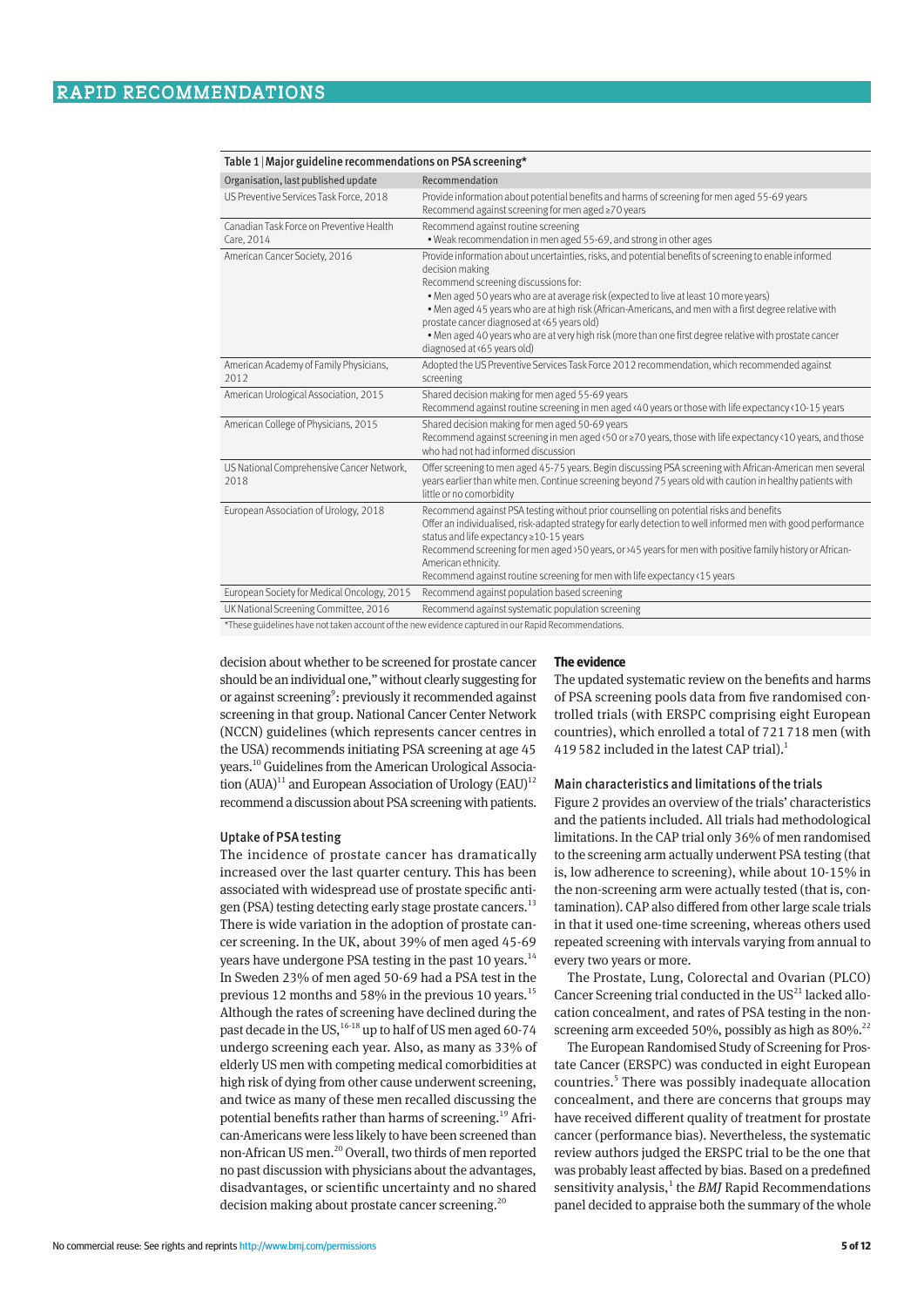Table 1 | Major guideline recommendations on PSA screening*

| Organisation, last published update | Recommendation |
|---|---|
| US Preventive Services Task Force, 2018 | Provide information about potential benefits and harms of screening for men aged 55-69 years<br>Recommend against screening for men aged ≥70 years |
| Canadian Task Force on Preventive Health Care, 2014 | Recommend against routine screening<br>• Weak recommendation in men aged 55-69, and strong in other ages |
| American Cancer Society, 2016 | Provide information about uncertainties, risks, and potential benefits of screening to enable informed decision making<br>Recommend screening discussions for:<br>• Men aged 50 years who are at average risk (expected to live at least 10 more years)<br>• Men aged 45 years who are at high risk (African-Americans, and men with a first degree relative with prostate cancer diagnosed at <65 years old)<br>• Men aged 40 years who are at very high risk (more than one first degree relative with prostate cancer diagnosed at <65 years old) |
| American Academy of Family Physicians, 2012 | Adopted the US Preventive Services Task Force 2012 recommendation, which recommended against screening |
| American Urological Association, 2015 | Shared decision making for men aged 55-69 years<br>Recommend against routine screening in men aged <40 years or those with life expectancy <10-15 years |
| American College of Physicians, 2015 | Shared decision making for men aged 50-69 years<br>Recommend against screening in men aged <50 or ≥70 years, those with life expectancy <10 years, and those who had not had informed discussion |
| US National Comprehensive Cancer Network, 2018 | Offer screening to men aged 45-75 years. Begin discussing PSA screening with African-American men several years earlier than white men. Continue screening beyond 75 years old with caution in healthy patients with little or no comorbidity |
| European Association of Urology, 2018 | Recommend against PSA testing without prior counselling on potential risks and benefits<br>Offer an individualised, risk-adapted strategy for early detection to well informed men with good performance status and life expectancy ≥10-15 years<br>Recommend screening for men aged >50 years, or >45 years for men with positive family history or African-American ethnicity.<br>Recommend against routine screening for men with life expectancy <15 years |
| European Society for Medical Oncology, 2015 | Recommend against population based screening |
| UK National Screening Committee, 2016 | Recommend against systematic population screening |

*These guidelines have not taken account of the new evidence captured in our Rapid Recommendations.

decision about whether to be screened for prostate cancer should be an individual one," without clearly suggesting for or against screening[9]: previously it recommended against screening in that group. National Cancer Center Network (NCCN) guidelines (which represents cancer centres in the USA) recommends initiating PSA screening at age 45 years.[10] Guidelines from the American Urological Association (AUA)[11] and European Association of Urology (EAU)[12] recommend a discussion about PSA screening with patients.

### Uptake of PSA testing

The incidence of prostate cancer has dramatically increased over the last quarter century. This has been associated with widespread use of prostate specific antigen (PSA) testing detecting early stage prostate cancers.[13] There is wide variation in the adoption of prostate cancer screening. In the UK, about 39% of men aged 45-69 years have undergone PSA testing in the past 10 years.[14] In Sweden 23% of men aged 50-69 had a PSA test in the previous 12 months and 58% in the previous 10 years.[15] Although the rates of screening have declined during the past decade in the US,[16-18] up to half of US men aged 60-74 undergo screening each year. Also, as many as 33% of elderly US men with competing medical comorbidities at high risk of dying from other cause underwent screening, and twice as many of these men recalled discussing the potential benefits rather than harms of screening.[19] African-Americans were less likely to have been screened than non-African US men.[20] Overall, two thirds of men reported no past discussion with physicians about the advantages, disadvantages, or scientific uncertainty and no shared decision making about prostate cancer screening.[20]

## The evidence

The updated systematic review on the benefits and harms of PSA screening pools data from five randomised controlled trials (with ERSPC comprising eight European countries), which enrolled a total of 721 718 men (with 419 582 included in the latest CAP trial).[1]

### Main characteristics and limitations of the trials

Figure 2 provides an overview of the trials' characteristics and the patients included. All trials had methodological limitations. In the CAP trial only 36% of men randomised to the screening arm actually underwent PSA testing (that is, low adherence to screening), while about 10-15% in the non-screening arm were actually tested (that is, contamination). CAP also differed from other large scale trials in that it used one-time screening, whereas others used repeated screening with intervals varying from annual to every two years or more.

The Prostate, Lung, Colorectal and Ovarian (PLCO) Cancer Screening trial conducted in the US[21] lacked allocation concealment, and rates of PSA testing in the non-screening arm exceeded 50%, possibly as high as 80%.[22]

The European Randomised Study of Screening for Prostate Cancer (ERSPC) was conducted in eight European countries.[5] There was possibly inadequate allocation concealment, and there are concerns that groups may have received different quality of treatment for prostate cancer (performance bias). Nevertheless, the systematic review authors judged the ERSPC trial to be the one that was probably least affected by bias. Based on a predefined sensitivity analysis,[1] the *BMJ* Rapid Recommendations panel decided to appraise both the summary of the whole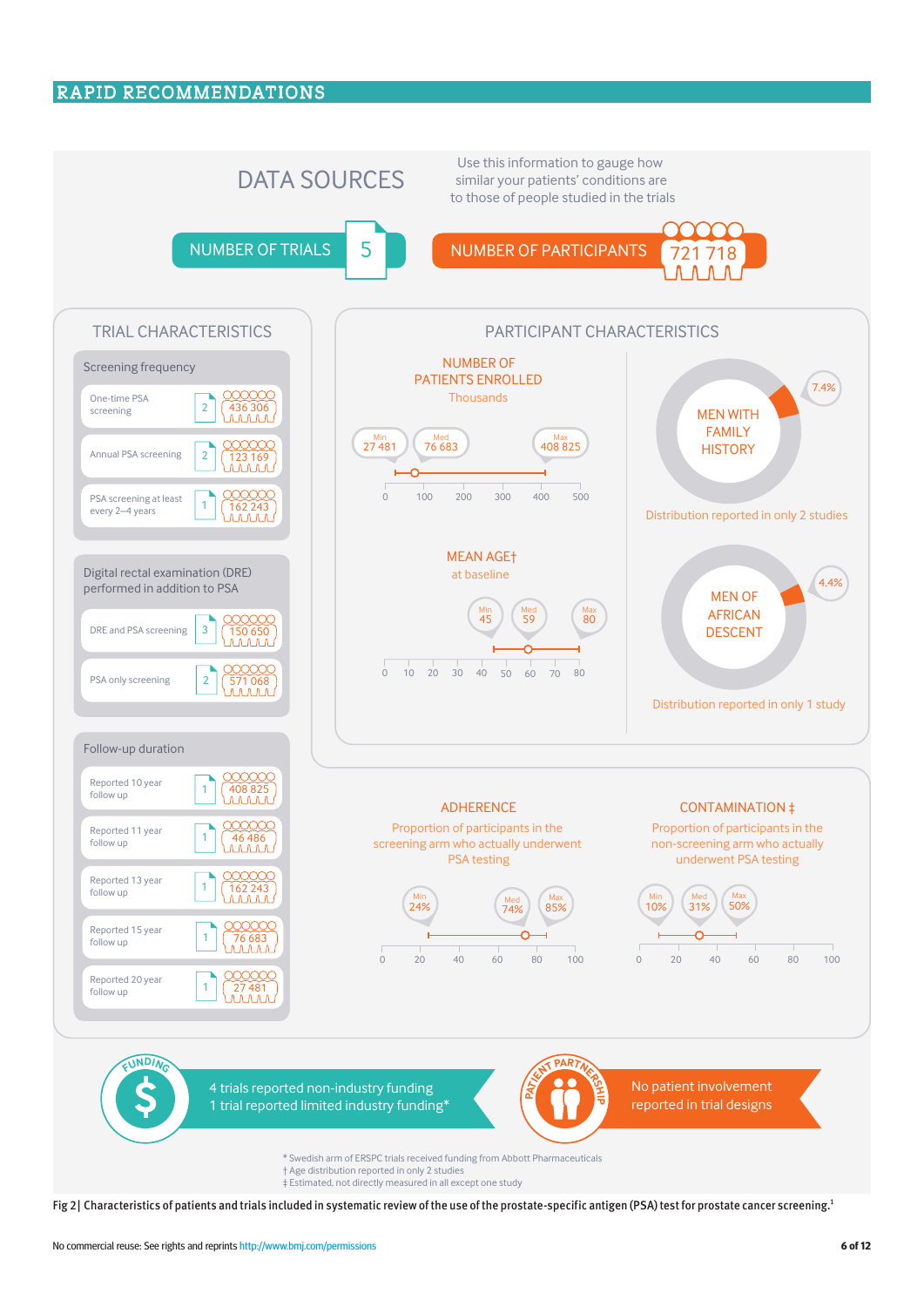## RAPID RECOMMENDATIONS

# DATA SOURCES

Use this information to gauge how similar your patients' conditions are to those of people studied in the trials

NUMBER OF TRIALS: 5

NUMBER OF PARTICIPANTS: 721 718

## TRIAL CHARACTERISTICS

### Screening frequency

| | Trials | Participants |
|---|---|---|
| One-time PSA screening | 2 | 436 306 |
| Annual PSA screening | 2 | 123 169 |
| PSA screening at least every 2–4 years | 1 | 162 243 |

### Digital rectal examination (DRE) performed in addition to PSA

| | Trials | Participants |
|---|---|---|
| DRE and PSA screening | 3 | 150 650 |
| PSA only screening | 2 | 571 068 |

### Follow-up duration

| | Trials | Participants |
|---|---|---|
| Reported 10 year follow up | 1 | 408 825 |
| Reported 11 year follow up | 1 | 46 486 |
| Reported 13 year follow up | 1 | 162 243 |
| Reported 15 year follow up | 1 | 76 683 |
| Reported 20 year follow up | 1 | 27 481 |

## PARTICIPANT CHARACTERISTICS

### NUMBER OF PATIENTS ENROLLED

Thousands

Min 27 481; Med 76 683; Max 408 825

### MEAN AGE†

at baseline

Min 45; Med 59; Max 80

### MEN WITH FAMILY HISTORY

7.4%

Distribution reported in only 2 studies

### MEN OF AFRICAN DESCENT

4.4%

Distribution reported in only 1 study

### ADHERENCE

Proportion of participants in the screening arm who actually underwent PSA testing

Min 24%; Med 74%; Max 85%

### CONTAMINATION ‡

Proportion of participants in the non-screening arm who actually underwent PSA testing

Min 10%; Med 31%; Max 50%

**FUNDING**

4 trials reported non-industry funding
1 trial reported limited industry funding*

**PATIENT PARTNERSHIP**

No patient involvement reported in trial designs

\* Swedish arm of ERSPC trials received funding from Abbott Pharmaceuticals
† Age distribution reported in only 2 studies
‡ Estimated, not directly measured in all except one study

**Fig 2| Characteristics of patients and trials included in systematic review of the use of the prostate-specific antigen (PSA) test for prostate cancer screening.[1]**

No commercial reuse: See rights and reprints http://www.bmj.com/permissions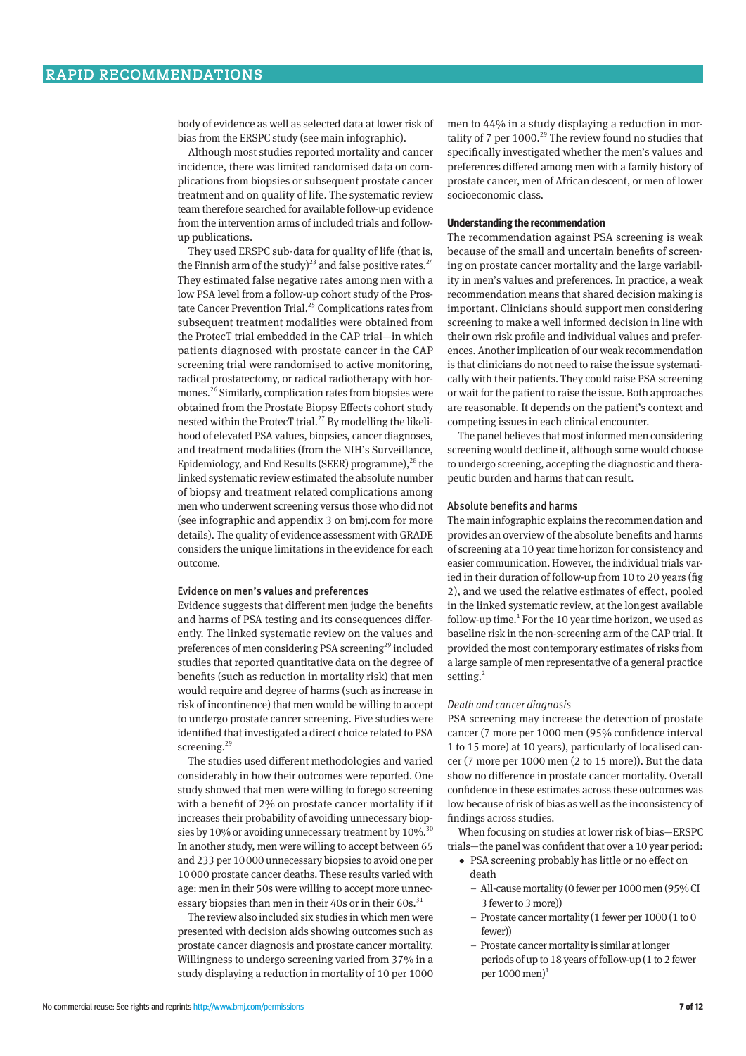body of evidence as well as selected data at lower risk of bias from the ERSPC study (see main infographic).

Although most studies reported mortality and cancer incidence, there was limited randomised data on complications from biopsies or subsequent prostate cancer treatment and on quality of life. The systematic review team therefore searched for available follow-up evidence from the intervention arms of included trials and follow-up publications.

They used ERSPC sub-data for quality of life (that is, the Finnish arm of the study)[23] and false positive rates.[24] They estimated false negative rates among men with a low PSA level from a follow-up cohort study of the Prostate Cancer Prevention Trial.[25] Complications rates from subsequent treatment modalities were obtained from the ProtecT trial embedded in the CAP trial—in which patients diagnosed with prostate cancer in the CAP screening trial were randomised to active monitoring, radical prostatectomy, or radical radiotherapy with hormones.[26] Similarly, complication rates from biopsies were obtained from the Prostate Biopsy Effects cohort study nested within the ProtecT trial.[27] By modelling the likelihood of elevated PSA values, biopsies, cancer diagnoses, and treatment modalities (from the NIH's Surveillance, Epidemiology, and End Results (SEER) programme),[28] the linked systematic review estimated the absolute number of biopsy and treatment related complications among men who underwent screening versus those who did not (see infographic and appendix 3 on bmj.com for more details). The quality of evidence assessment with GRADE considers the unique limitations in the evidence for each outcome.

### Evidence on men's values and preferences

Evidence suggests that different men judge the benefits and harms of PSA testing and its consequences differently. The linked systematic review on the values and preferences of men considering PSA screening[29] included studies that reported quantitative data on the degree of benefits (such as reduction in mortality risk) that men would require and degree of harms (such as increase in risk of incontinence) that men would be willing to accept to undergo prostate cancer screening. Five studies were identified that investigated a direct choice related to PSA screening.[29]

The studies used different methodologies and varied considerably in how their outcomes were reported. One study showed that men were willing to forego screening with a benefit of 2% on prostate cancer mortality if it increases their probability of avoiding unnecessary biopsies by 10% or avoiding unnecessary treatment by 10%.[30] In another study, men were willing to accept between 65 and 233 per 10 000 unnecessary biopsies to avoid one per 10 000 prostate cancer deaths. These results varied with age: men in their 50s were willing to accept more unnecessary biopsies than men in their 40s or in their 60s.[31]

The review also included six studies in which men were presented with decision aids showing outcomes such as prostate cancer diagnosis and prostate cancer mortality. Willingness to undergo screening varied from 37% in a study displaying a reduction in mortality of 10 per 1000 men to 44% in a study displaying a reduction in mortality of 7 per 1000.[29] The review found no studies that specifically investigated whether the men's values and preferences differed among men with a family history of prostate cancer, men of African descent, or men of lower socioeconomic class.

## Understanding the recommendation

The recommendation against PSA screening is weak because of the small and uncertain benefits of screening on prostate cancer mortality and the large variability in men's values and preferences. In practice, a weak recommendation means that shared decision making is important. Clinicians should support men considering screening to make a well informed decision in line with their own risk profile and individual values and preferences. Another implication of our weak recommendation is that clinicians do not need to raise the issue systematically with their patients. They could raise PSA screening or wait for the patient to raise the issue. Both approaches are reasonable. It depends on the patient's context and competing issues in each clinical encounter.

The panel believes that most informed men considering screening would decline it, although some would choose to undergo screening, accepting the diagnostic and therapeutic burden and harms that can result.

### Absolute benefits and harms

The main infographic explains the recommendation and provides an overview of the absolute benefits and harms of screening at a 10 year time horizon for consistency and easier communication. However, the individual trials varied in their duration of follow-up from 10 to 20 years (fig 2), and we used the relative estimates of effect, pooled in the linked systematic review, at the longest available follow-up time.[1] For the 10 year time horizon, we used as baseline risk in the non-screening arm of the CAP trial. It provided the most contemporary estimates of risks from a large sample of men representative of a general practice setting.[2]

#### *Death and cancer diagnosis*

PSA screening may increase the detection of prostate cancer (7 more per 1000 men (95% confidence interval 1 to 15 more) at 10 years), particularly of localised cancer (7 more per 1000 men (2 to 15 more)). But the data show no difference in prostate cancer mortality. Overall confidence in these estimates across these outcomes was low because of risk of bias as well as the inconsistency of findings across studies.

When focusing on studies at lower risk of bias—ERSPC trials—the panel was confident that over a 10 year period:

- PSA screening probably has little or no effect on death
  - All-cause mortality (0 fewer per 1000 men (95% CI 3 fewer to 3 more))
  - Prostate cancer mortality (1 fewer per 1000 (1 to 0 fewer))
  - Prostate cancer mortality is similar at longer periods of up to 18 years of follow-up (1 to 2 fewer per 1000 men)[1]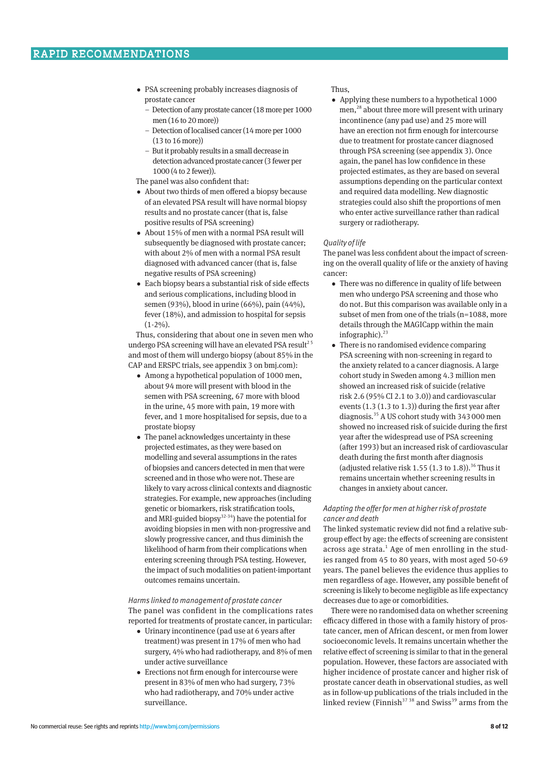- PSA screening probably increases diagnosis of prostate cancer
  - Detection of any prostate cancer (18 more per 1000 men (16 to 20 more))
  - Detection of localised cancer (14 more per 1000 (13 to 16 more))
  - But it probably results in a small decrease in detection advanced prostate cancer (3 fewer per 1000 (4 to 2 fewer)).

The panel was also confident that:

- About two thirds of men offered a biopsy because of an elevated PSA result will have normal biopsy results and no prostate cancer (that is, false positive results of PSA screening)
- About 15% of men with a normal PSA result will subsequently be diagnosed with prostate cancer; with about 2% of men with a normal PSA result diagnosed with advanced cancer (that is, false negative results of PSA screening)
- Each biopsy bears a substantial risk of side effects and serious complications, including blood in semen (93%), blood in urine (66%), pain (44%), fever (18%), and admission to hospital for sepsis (1-2%).

Thus, considering that about one in seven men who undergo PSA screening will have an elevated PSA result[2 5] and most of them will undergo biopsy (about 85% in the CAP and ERSPC trials, see appendix 3 on bmj.com):

- Among a hypothetical population of 1000 men, about 94 more will present with blood in the semen with PSA screening, 67 more with blood in the urine, 45 more with pain, 19 more with fever, and 1 more hospitalised for sepsis, due to a prostate biopsy
- The panel acknowledges uncertainty in these projected estimates, as they were based on modelling and several assumptions in the rates of biopsies and cancers detected in men that were screened and in those who were not. These are likely to vary across clinical contexts and diagnostic strategies. For example, new approaches (including genetic or biomarkers, risk stratification tools, and MRI-guided biopsy[32-34]) have the potential for avoiding biopsies in men with non-progressive and slowly progressive cancer, and thus diminish the likelihood of harm from their complications when entering screening through PSA testing. However, the impact of such modalities on patient-important outcomes remains uncertain.

*Harms linked to management of prostate cancer*

The panel was confident in the complications rates reported for treatments of prostate cancer, in particular:

- Urinary incontinence (pad use at 6 years after treatment) was present in 17% of men who had surgery, 4% who had radiotherapy, and 8% of men under active surveillance
- Erections not firm enough for intercourse were present in 83% of men who had surgery, 73% who had radiotherapy, and 70% under active surveillance.

Thus,

- Applying these numbers to a hypothetical 1000 men,[28] about three more will present with urinary incontinence (any pad use) and 25 more will have an erection not firm enough for intercourse due to treatment for prostate cancer diagnosed through PSA screening (see appendix 3). Once again, the panel has low confidence in these projected estimates, as they are based on several assumptions depending on the particular context and required data modelling. New diagnostic strategies could also shift the proportions of men who enter active surveillance rather than radical surgery or radiotherapy.

*Quality of life*

The panel was less confident about the impact of screening on the overall quality of life or the anxiety of having cancer:

- There was no difference in quality of life between men who undergo PSA screening and those who do not. But this comparison was available only in a subset of men from one of the trials (n=1088, more details through the MAGICapp within the main infographic).[23]
- There is no randomised evidence comparing PSA screening with non-screening in regard to the anxiety related to a cancer diagnosis. A large cohort study in Sweden among 4.3 million men showed an increased risk of suicide (relative risk 2.6 (95% CI 2.1 to 3.0)) and cardiovascular events (1.3 (1.3 to 1.3)) during the first year after diagnosis.[35] A US cohort study with 343 000 men showed no increased risk of suicide during the first year after the widespread use of PSA screening (after 1993) but an increased risk of cardiovascular death during the first month after diagnosis (adjusted relative risk 1.55 (1.3 to 1.8)).[36] Thus it remains uncertain whether screening results in changes in anxiety about cancer.

*Adapting the offer for men at higher risk of prostate cancer and death*

The linked systematic review did not find a relative subgroup effect by age: the effects of screening are consistent across age strata.[1] Age of men enrolling in the studies ranged from 45 to 80 years, with most aged 50-69 years. The panel believes the evidence thus applies to men regardless of age. However, any possible benefit of screening is likely to become negligible as life expectancy decreases due to age or comorbidities.

There were no randomised data on whether screening efficacy differed in those with a family history of prostate cancer, men of African descent, or men from lower socioeconomic levels. It remains uncertain whether the relative effect of screening is similar to that in the general population. However, these factors are associated with higher incidence of prostate cancer and higher risk of prostate cancer death in observational studies, as well as in follow-up publications of the trials included in the linked review (Finnish[37 38] and Swiss[39] arms from the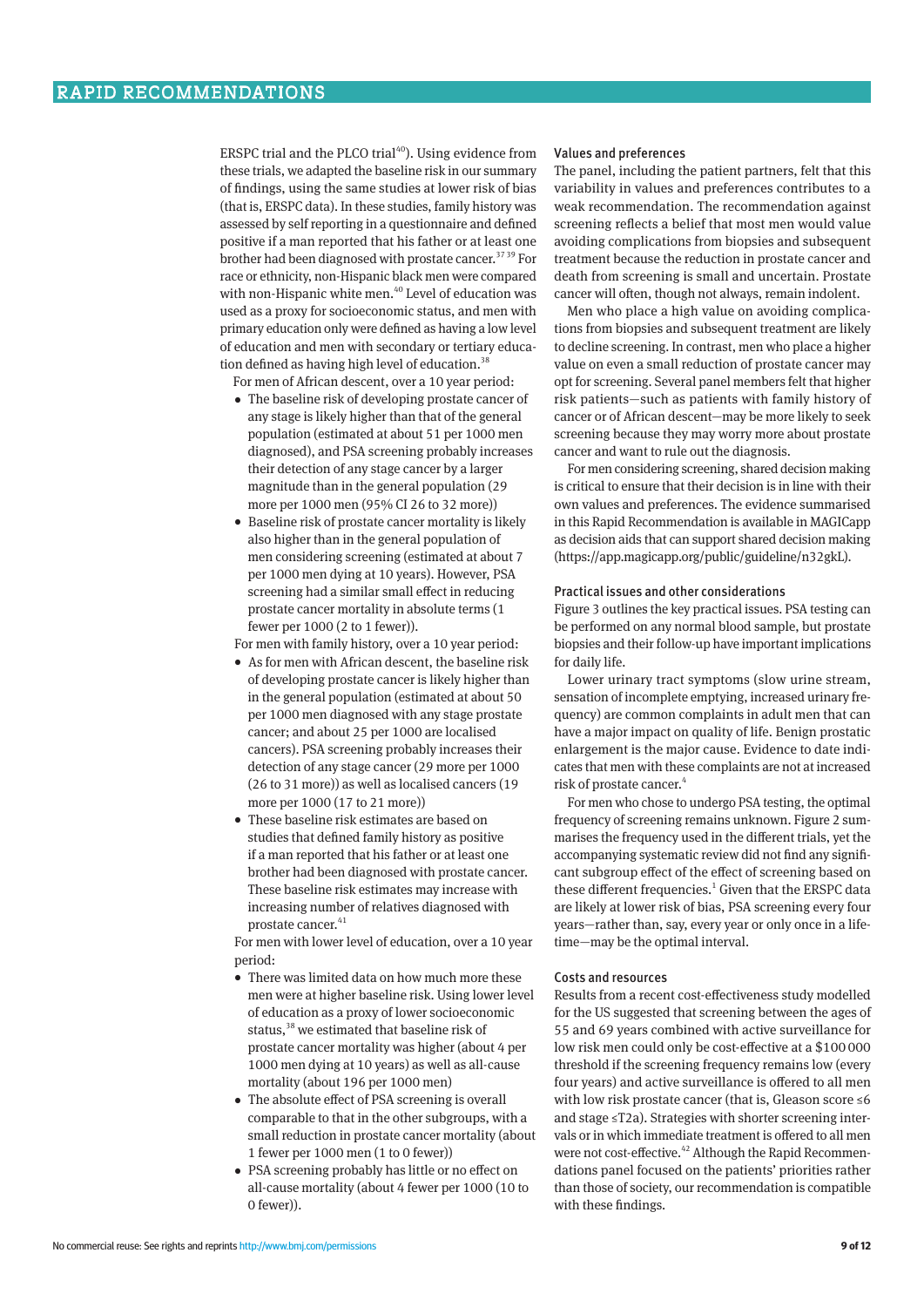ERSPC trial and the PLCO trial[40]). Using evidence from these trials, we adapted the baseline risk in our summary of findings, using the same studies at lower risk of bias (that is, ERSPC data). In these studies, family history was assessed by self reporting in a questionnaire and defined positive if a man reported that his father or at least one brother had been diagnosed with prostate cancer.[37,39] For race or ethnicity, non-Hispanic black men were compared with non-Hispanic white men.[40] Level of education was used as a proxy for socioeconomic status, and men with primary education only were defined as having a low level of education and men with secondary or tertiary education defined as having high level of education.[38]

For men of African descent, over a 10 year period:

- The baseline risk of developing prostate cancer of any stage is likely higher than that of the general population (estimated at about 51 per 1000 men diagnosed), and PSA screening probably increases their detection of any stage cancer by a larger magnitude than in the general population (29 more per 1000 men (95% CI 26 to 32 more))
- Baseline risk of prostate cancer mortality is likely also higher than in the general population of men considering screening (estimated at about 7 per 1000 men dying at 10 years). However, PSA screening had a similar small effect in reducing prostate cancer mortality in absolute terms (1 fewer per 1000 (2 to 1 fewer)).

For men with family history, over a 10 year period:

- As for men with African descent, the baseline risk of developing prostate cancer is likely higher than in the general population (estimated at about 50 per 1000 men diagnosed with any stage prostate cancer; and about 25 per 1000 are localised cancers). PSA screening probably increases their detection of any stage cancer (29 more per 1000 (26 to 31 more)) as well as localised cancers (19 more per 1000 (17 to 21 more))
- These baseline risk estimates are based on studies that defined family history as positive if a man reported that his father or at least one brother had been diagnosed with prostate cancer. These baseline risk estimates may increase with increasing number of relatives diagnosed with prostate cancer.[41]

For men with lower level of education, over a 10 year period:

- There was limited data on how much more these men were at higher baseline risk. Using lower level of education as a proxy of lower socioeconomic status,[38] we estimated that baseline risk of prostate cancer mortality was higher (about 4 per 1000 men dying at 10 years) as well as all-cause mortality (about 196 per 1000 men)
- The absolute effect of PSA screening is overall comparable to that in the other subgroups, with a small reduction in prostate cancer mortality (about 1 fewer per 1000 men (1 to 0 fewer))
- PSA screening probably has little or no effect on all-cause mortality (about 4 fewer per 1000 (10 to 0 fewer)).

### Values and preferences

The panel, including the patient partners, felt that this variability in values and preferences contributes to a weak recommendation. The recommendation against screening reflects a belief that most men would value avoiding complications from biopsies and subsequent treatment because the reduction in prostate cancer and death from screening is small and uncertain. Prostate cancer will often, though not always, remain indolent.

Men who place a high value on avoiding complications from biopsies and subsequent treatment are likely to decline screening. In contrast, men who place a higher value on even a small reduction of prostate cancer may opt for screening. Several panel members felt that higher risk patients—such as patients with family history of cancer or of African descent—may be more likely to seek screening because they may worry more about prostate cancer and want to rule out the diagnosis.

For men considering screening, shared decision making is critical to ensure that their decision is in line with their own values and preferences. The evidence summarised in this Rapid Recommendation is available in MAGICapp as decision aids that can support shared decision making (https://app.magicapp.org/public/guideline/n32gkL).

### Practical issues and other considerations

Figure 3 outlines the key practical issues. PSA testing can be performed on any normal blood sample, but prostate biopsies and their follow-up have important implications for daily life.

Lower urinary tract symptoms (slow urine stream, sensation of incomplete emptying, increased urinary frequency) are common complaints in adult men that can have a major impact on quality of life. Benign prostatic enlargement is the major cause. Evidence to date indicates that men with these complaints are not at increased risk of prostate cancer.[4]

For men who chose to undergo PSA testing, the optimal frequency of screening remains unknown. Figure 2 summarises the frequency used in the different trials, yet the accompanying systematic review did not find any significant subgroup effect of the effect of screening based on these different frequencies.[1] Given that the ERSPC data are likely at lower risk of bias, PSA screening every four years—rather than, say, every year or only once in a lifetime—may be the optimal interval.

### Costs and resources

Results from a recent cost-effectiveness study modelled for the US suggested that screening between the ages of 55 and 69 years combined with active surveillance for low risk men could only be cost-effective at a \$100 000 threshold if the screening frequency remains low (every four years) and active surveillance is offered to all men with low risk prostate cancer (that is, Gleason score ≤6 and stage ≤T2a). Strategies with shorter screening intervals or in which immediate treatment is offered to all men were not cost-effective.[42] Although the Rapid Recommendations panel focused on the patients' priorities rather than those of society, our recommendation is compatible with these findings.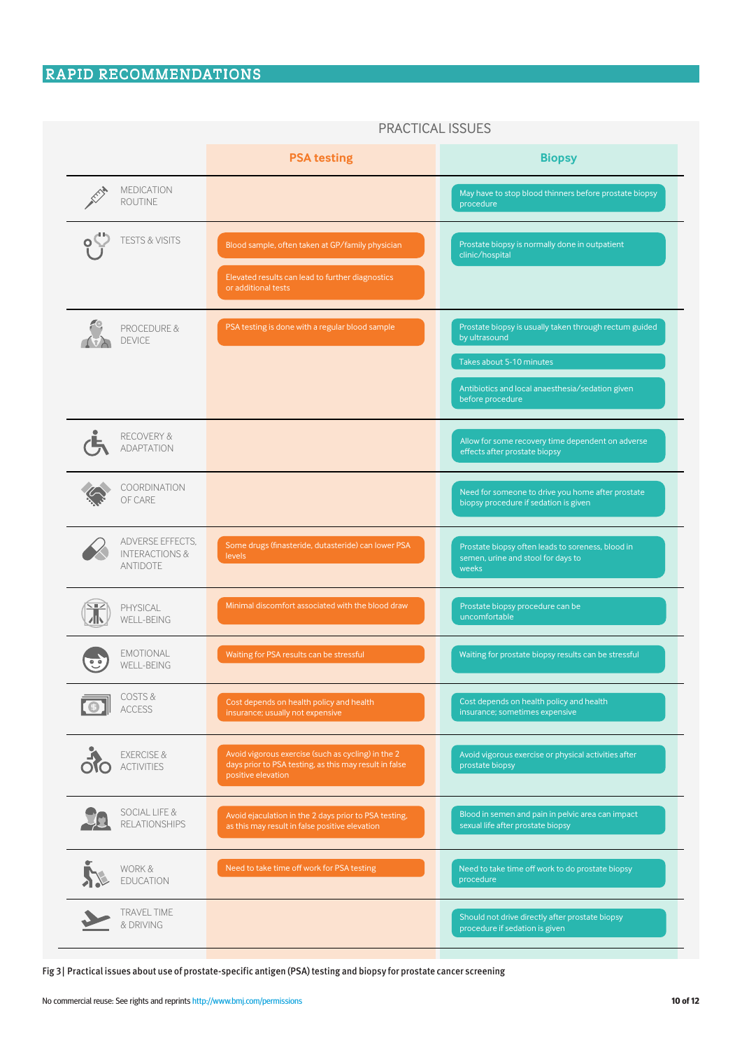## RAPID RECOMMENDATIONS

### PRACTICAL ISSUES

| | PSA testing | Biopsy |
|---|---|---|
| MEDICATION ROUTINE | | May have to stop blood thinners before prostate biopsy procedure |
| TESTS & VISITS | Blood sample, often taken at GP/family physician<br>Elevated results can lead to further diagnostics or additional tests | Prostate biopsy is normally done in outpatient clinic/hospital |
| PROCEDURE & DEVICE | PSA testing is done with a regular blood sample | Prostate biopsy is usually taken through rectum guided by ultrasound<br>Takes about 5-10 minutes<br>Antibiotics and local anaesthesia/sedation given before procedure |
| RECOVERY & ADAPTATION | | Allow for some recovery time dependent on adverse effects after prostate biopsy |
| COORDINATION OF CARE | | Need for someone to drive you home after prostate biopsy procedure if sedation is given |
| ADVERSE EFFECTS, INTERACTIONS & ANTIDOTE | Some drugs (finasteride, dutasteride) can lower PSA levels | Prostate biopsy often leads to soreness, blood in semen, urine and stool for days to weeks |
| PHYSICAL WELL-BEING | Minimal discomfort associated with the blood draw | Prostate biopsy procedure can be uncomfortable |
| EMOTIONAL WELL-BEING | Waiting for PSA results can be stressful | Waiting for prostate biopsy results can be stressful |
| COSTS & ACCESS | Cost depends on health policy and health insurance; usually not expensive | Cost depends on health policy and health insurance; sometimes expensive |
| EXERCISE & ACTIVITIES | Avoid vigorous exercise (such as cycling) in the 2 days prior to PSA testing, as this may result in false positive elevation | Avoid vigorous exercise or physical activities after prostate biopsy |
| SOCIAL LIFE & RELATIONSHIPS | Avoid ejaculation in the 2 days prior to PSA testing, as this may result in false positive elevation | Blood in semen and pain in pelvic area can impact sexual life after prostate biopsy |
| WORK & EDUCATION | Need to take time off work for PSA testing | Need to take time off work to do prostate biopsy procedure |
| TRAVEL TIME & DRIVING | | Should not drive directly after prostate biopsy procedure if sedation is given |

**Fig 3| Practical issues about use of prostate-specific antigen (PSA) testing and biopsy for prostate cancer screening**

No commercial reuse: See rights and reprints http://www.bmj.com/permissions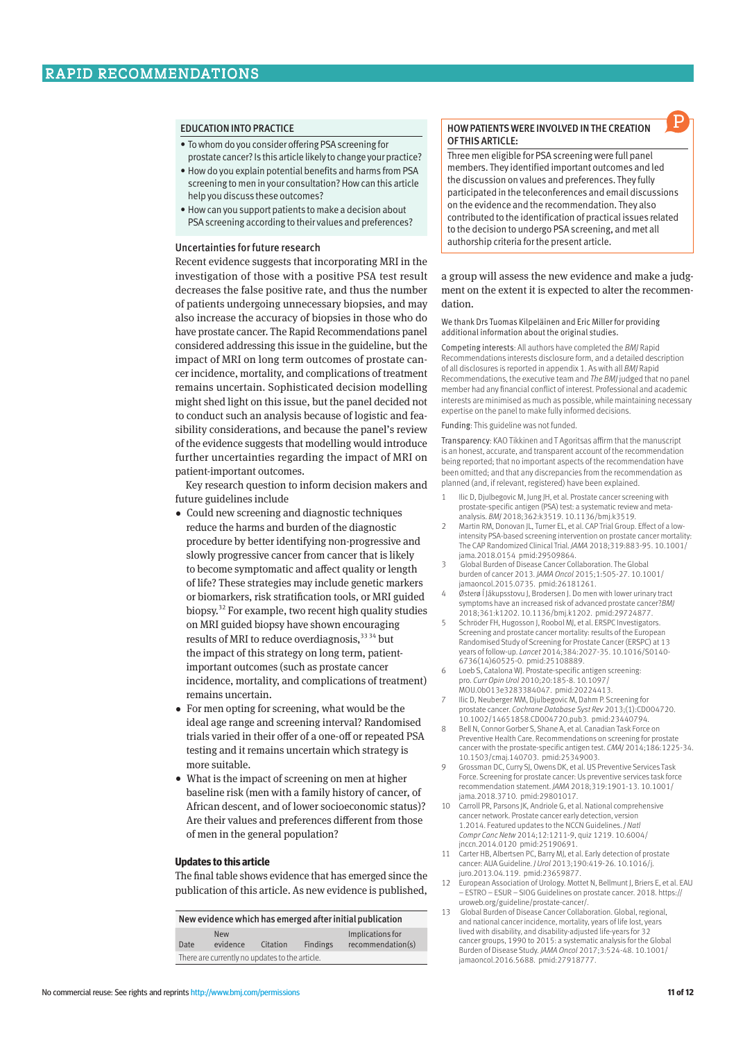### EDUCATION INTO PRACTICE

- To whom do you consider offering PSA screening for prostate cancer? Is this article likely to change your practice?
- How do you explain potential benefits and harms from PSA screening to men in your consultation? How can this article help you discuss these outcomes?
- How can you support patients to make a decision about PSA screening according to their values and preferences?

### Uncertainties for future research

Recent evidence suggests that incorporating MRI in the investigation of those with a positive PSA test result decreases the false positive rate, and thus the number of patients undergoing unnecessary biopsies, and may also increase the accuracy of biopsies in those who do have prostate cancer. The Rapid Recommendations panel considered addressing this issue in the guideline, but the impact of MRI on long term outcomes of prostate cancer incidence, mortality, and complications of treatment remains uncertain. Sophisticated decision modelling might shed light on this issue, but the panel decided not to conduct such an analysis because of logistic and feasibility considerations, and because the panel's review of the evidence suggests that modelling would introduce further uncertainties regarding the impact of MRI on patient-important outcomes.

Key research question to inform decision makers and future guidelines include

- Could new screening and diagnostic techniques reduce the harms and burden of the diagnostic procedure by better identifying non-progressive and slowly progressive cancer from cancer that is likely to become symptomatic and affect quality or length of life? These strategies may include genetic markers or biomarkers, risk stratification tools, or MRI guided biopsy.[32] For example, two recent high quality studies on MRI guided biopsy have shown encouraging results of MRI to reduce overdiagnosis,[33 34] but the impact of this strategy on long term, patient-important outcomes (such as prostate cancer incidence, mortality, and complications of treatment) remains uncertain.
- For men opting for screening, what would be the ideal age range and screening interval? Randomised trials varied in their offer of a one-off or repeated PSA testing and it remains uncertain which strategy is more suitable.
- What is the impact of screening on men at higher baseline risk (men with a family history of cancer, of African descent, and of lower socioeconomic status)? Are their values and preferences different from those of men in the general population?

### Updates to this article

The final table shows evidence that has emerged since the publication of this article. As new evidence is published, a group will assess the new evidence and make a judgment on the extent it is expected to alter the recommendation.

New evidence which has emerged after initial publication

| Date | New evidence | Citation | Findings | Implications for recommendation(s) |
|---|---|---|---|---|
| There are currently no updates to the article. | | | | |

### HOW PATIENTS WERE INVOLVED IN THE CREATION OF THIS ARTICLE:

Three men eligible for PSA screening were full panel members. They identified important outcomes and led the discussion on values and preferences. They fully participated in the teleconferences and email discussions on the evidence and the recommendation. They also contributed to the identification of practical issues related to the decision to undergo PSA screening, and met all authorship criteria for the present article.

We thank Drs Tuomas Kilpeläinen and Eric Miller for providing additional information about the original studies.

Competing interests: All authors have completed the *BMJ* Rapid Recommendations interests disclosure form, and a detailed description of all disclosures is reported in appendix 1. As with all *BMJ* Rapid Recommendations, the executive team and *The BMJ* judged that no panel member had any financial conflict of interest. Professional and academic interests are minimised as much as possible, while maintaining necessary expertise on the panel to make fully informed decisions.

Funding: This guideline was not funded.

Transparency: KAO Tikkinen and T Agoritsas affirm that the manuscript is an honest, accurate, and transparent account of the recommendation being reported; that no important aspects of the recommendation have been omitted; and that any discrepancies from the recommendation as planned (and, if relevant, registered) have been explained.

1. Ilic D, Djulbegovic M, Jung JH, et al. Prostate cancer screening with prostate-specific antigen (PSA) test: a systematic review and meta-analysis. *BMJ* 2018;362:k3519. 10.1136/bmj.k3519.
2. Martin RM, Donovan JL, Turner EL, et al. CAP Trial Group. Effect of a low-intensity PSA-based screening intervention on prostate cancer mortality: The CAP Randomized Clinical Trial. *JAMA* 2018;319:883-95. 10.1001/jama.2018.0154 pmid:29509864.
3. Global Burden of Disease Cancer Collaboration. The Global burden of cancer 2013. *JAMA Oncol* 2015;1:505-27. 10.1001/jamaoncol.2015.0735. pmid:26181261.
4. Østerø Í Jákupsstovu J, Brodersen J. Do men with lower urinary tract symptoms have an increased risk of advanced prostate cancer?*BMJ* 2018;361:k1202. 10.1136/bmj.k1202. pmid:29724877.
5. Schröder FH, Hugosson J, Roobol MJ, et al. ERSPC Investigators. Screening and prostate cancer mortality: results of the European Randomised Study of Screening for Prostate Cancer (ERSPC) at 13 years of follow-up. *Lancet* 2014;384:2027-35. 10.1016/S0140-6736(14)60525-0. pmid:25108889.
6. Loeb S, Catalona WJ. Prostate-specific antigen screening: pro. *Curr Opin Urol* 2010;20:185-8. 10.1097/MOU.0b013e3283384047. pmid:20224413.
7. Ilic D, Neuberger MM, Djulbegovic M, Dahm P. Screening for prostate cancer. *Cochrane Database Syst Rev* 2013;(1):CD004720. 10.1002/14651858.CD004720.pub3. pmid:23440794.
8. Bell N, Connor Gorber S, Shane A, et al. Canadian Task Force on Preventive Health Care. Recommendations on screening for prostate cancer with the prostate-specific antigen test. *CMAJ* 2014;186:1225-34. 10.1503/cmaj.140703. pmid:25349003.
9. Grossman DC, Curry SJ, Owens DK, et al. US Preventive Services Task Force. Screening for prostate cancer: Us preventive services task force recommendation statement. *JAMA* 2018;319:1901-13. 10.1001/jama.2018.3710. pmid:29801017.
10. Carroll PR, Parsons JK, Andriole G, et al. National comprehensive cancer network. Prostate cancer early detection, version 1.2014. Featured updates to the NCCN Guidelines. *J Natl Compr Canc Netw* 2014;12:1211-9, quiz 1219. 10.6004/jnccn.2014.0120 pmid:25190691.
11. Carter HB, Albertsen PC, Barry MJ, et al. Early detection of prostate cancer: AUA Guideline. *J Urol* 2013;190:419-26. 10.1016/j.juro.2013.04.119. pmid:23659877.
12. European Association of Urology. Mottet N, Bellmunt J, Briers E, et al. EAU – ESTRO – ESUR – SIOG Guidelines on prostate cancer. 2018. https://uroweb.org/guideline/prostate-cancer/.
13. Global Burden of Disease Cancer Collaboration. Global, regional, and national cancer incidence, mortality, years of life lost, years lived with disability, and disability-adjusted life-years for 32 cancer groups, 1990 to 2015: a systematic analysis for the Global Burden of Disease Study. *JAMA Oncol* 2017;3:524-48. 10.1001/jamaoncol.2016.5688. pmid:27918777.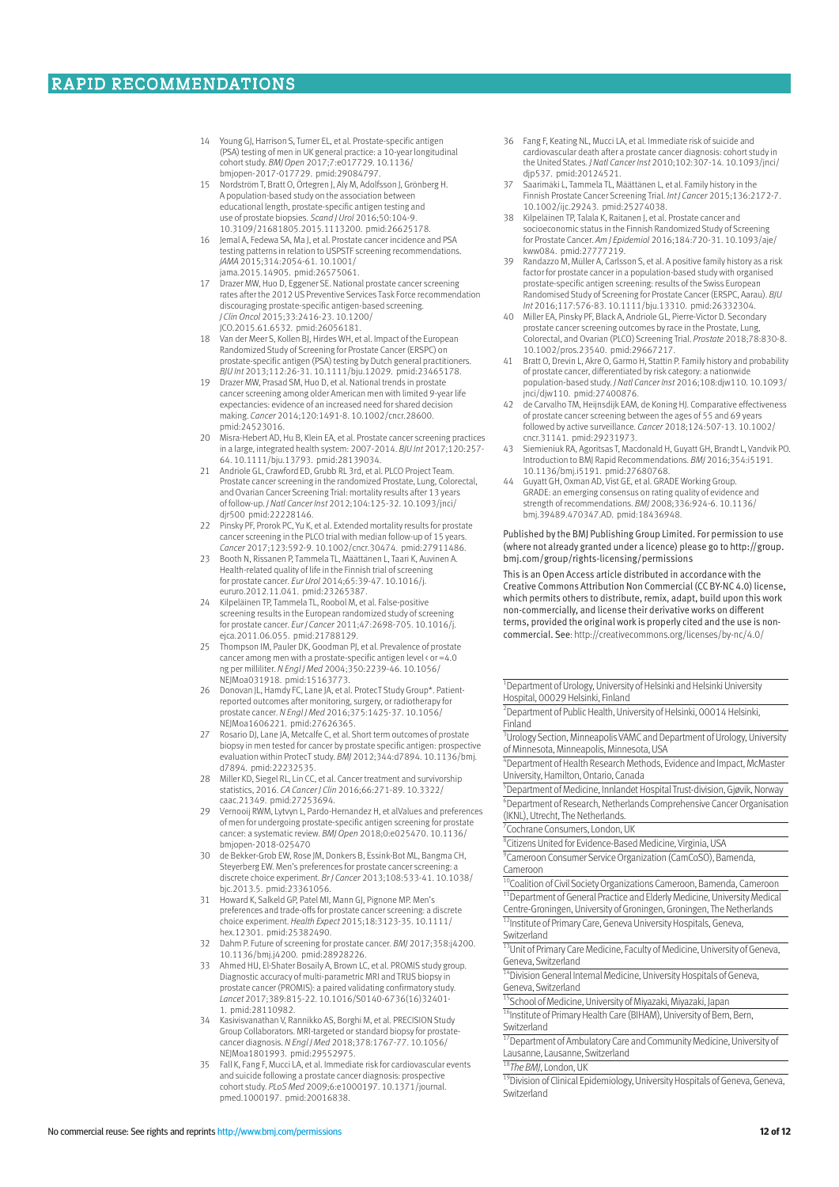14 Young GJ, Harrison S, Turner EL, et al. Prostate-specific antigen (PSA) testing of men in UK general practice: a 10-year longitudinal cohort study. *BMJ Open* 2017;7:e017729. 10.1136/bmjopen-2017-017729. pmid:29084797.

15 Nordström T, Bratt O, Örtegren J, Aly M, Adolfsson J, Grönberg H. A population-based study on the association between educational length, prostate-specific antigen testing and use of prostate biopsies. *Scand J Urol* 2016;50:104-9. 10.3109/21681805.2015.1113200. pmid:26625178.

16 Jemal A, Fedewa SA, Ma J, et al. Prostate cancer incidence and PSA testing patterns in relation to USPSTF screening recommendations. *JAMA* 2015;314:2054-61. 10.1001/jama.2015.14905. pmid:26575061.

17 Drazer MW, Huo D, Eggener SE. National prostate cancer screening rates after the 2012 US Preventive Services Task Force recommendation discouraging prostate-specific antigen-based screening. *J Clin Oncol* 2015;33:2416-23. 10.1200/JCO.2015.61.6532. pmid:26056181.

18 Van der Meer S, Kollen BJ, Hirdes WH, et al. Impact of the European Randomized Study of Screening for Prostate Cancer (ERSPC) on prostate-specific antigen (PSA) testing by Dutch general practitioners. *BJU Int* 2013;112:26-31. 10.1111/bju.12029. pmid:23465178.

19 Drazer MW, Prasad SM, Huo D, et al. National trends in prostate cancer screening among older American men with limited 9-year life expectancies: evidence of an increased need for shared decision making. *Cancer* 2014;120:1491-8. 10.1002/cncr.28600. pmid:24523016.

20 Misra-Hebert AD, Hu B, Klein EA, et al. Prostate cancer screening practices in a large, integrated health system: 2007-2014. *BJU Int* 2017;120:257-64. 10.1111/bju.13793. pmid:28139034.

21 Andriole GL, Crawford ED, Grubb RL 3rd, et al. PLCO Project Team. Prostate cancer screening in the randomized Prostate, Lung, Colorectal, and Ovarian Cancer Screening Trial: mortality results after 13 years of follow-up. *J Natl Cancer Inst* 2012;104:125-32. 10.1093/jnci/djr500 pmid:22228146.

22 Pinsky PF, Prorok PC, Yu K, et al. Extended mortality results for prostate cancer screening in the PLCO trial with median follow-up of 15 years. *Cancer* 2017;123:592-9. 10.1002/cncr.30474. pmid:27911486.

23 Booth N, Rissanen P, Tammela TL, Määttänen L, Taari K, Auvinen A. Health-related quality of life in the Finnish trial of screening for prostate cancer. *Eur Urol* 2014;65:39-47. 10.1016/j.eururo.2012.11.041. pmid:23265387.

24 Kilpeläinen TP, Tammela TL, Roobol M, et al. False-positive screening results in the European randomized study of screening for prostate cancer. *Eur J Cancer* 2011;47:2698-705. 10.1016/j.ejca.2011.06.055. pmid:21788129.

25 Thompson IM, Pauler DK, Goodman PJ, et al. Prevalence of prostate cancer among men with a prostate-specific antigen level ‹ or =4.0 ng per milliliter. *N Engl J Med* 2004;350:2239-46. 10.1056/NEJMoa031918. pmid:15163773.

26 Donovan JL, Hamdy FC, Lane JA, et al. ProtecT Study Group*. Patient-reported outcomes after monitoring, surgery, or radiotherapy for prostate cancer. *N Engl J Med* 2016;375:1425-37. 10.1056/NEJMoa1606221. pmid:27626365.

27 Rosario DJ, Lane JA, Metcalfe C, et al. Short term outcomes of prostate biopsy in men tested for cancer by prostate specific antigen: prospective evaluation within ProtecT study. *BMJ* 2012;344:d7894. 10.1136/bmj.d7894. pmid:22232535.

28 Miller KD, Siegel RL, Lin CC, et al. Cancer treatment and survivorship statistics, 2016. *CA Cancer J Clin* 2016;66:271-89. 10.3322/caac.21349. pmid:27253694.

29 Vernooij RWM, Lytvyn L, Pardo-Hernandez H, et alValues and preferences of men for undergoing prostate-specific antigen screening for prostate cancer: a systematic review. *BMJ Open* 2018;0:e025470. 10.1136/bmjopen-2018-025470

30 de Bekker-Grob EW, Rose JM, Donkers B, Essink-Bot ML, Bangma CH, Steyerberg EW. Men's preferences for prostate cancer screening: a discrete choice experiment. *Br J Cancer* 2013;108:533-41. 10.1038/bjc.2013.5. pmid:23361056.

31 Howard K, Salkeld GP, Patel MI, Mann GJ, Pignone MP. Men's preferences and trade-offs for prostate cancer screening: a discrete choice experiment. *Health Expect* 2015;18:3123-35. 10.1111/hex.12301. pmid:25382490.

32 Dahm P. Future of screening for prostate cancer. *BMJ* 2017;358:j4200. 10.1136/bmj.j4200. pmid:28928226.

33 Ahmed HU, El-Shater Bosaily A, Brown LC, et al. PROMIS study group. Diagnostic accuracy of multi-parametric MRI and TRUS biopsy in prostate cancer (PROMIS): a paired validating confirmatory study. *Lancet* 2017;389:815-22. 10.1016/S0140-6736(16)32401-1. pmid:28110982.

34 Kasivisvanathan V, Rannikko AS, Borghi M, et al. PRECISION Study Group Collaborators. MRI-targeted or standard biopsy for prostate-cancer diagnosis. *N Engl J Med* 2018;378:1767-77. 10.1056/NEJMoa1801993. pmid:29552975.

35 Fall K, Fang F, Mucci LA, et al. Immediate risk for cardiovascular events and suicide following a prostate cancer diagnosis: prospective cohort study. *PLoS Med* 2009;6:e1000197. 10.1371/journal.pmed.1000197. pmid:20016838.

36 Fang F, Keating NL, Mucci LA, et al. Immediate risk of suicide and cardiovascular death after a prostate cancer diagnosis: cohort study in the United States. *J Natl Cancer Inst* 2010;102:307-14. 10.1093/jnci/djp537. pmid:20124521.

37 Saarimäki L, Tammela TL, Määttänen L, et al. Family history in the Finnish Prostate Cancer Screening Trial. *Int J Cancer* 2015;136:2172-7. 10.1002/ijc.29243. pmid:25274038.

38 Kilpeläinen TP, Talala K, Raitanen J, et al. Prostate cancer and socioeconomic status in the Finnish Randomized Study of Screening for Prostate Cancer. *Am J Epidemiol* 2016;184:720-31. 10.1093/aje/kww084. pmid:27777219.

39 Randazzo M, Müller A, Carlsson S, et al. A positive family history as a risk factor for prostate cancer in a population-based study with organised prostate-specific antigen screening: results of the Swiss European Randomised Study of Screening for Prostate Cancer (ERSPC, Aarau). *BJU Int* 2016;117:576-83. 10.1111/bju.13310. pmid:26332304.

40 Miller EA, Pinsky PF, Black A, Andriole GL, Pierre-Victor D. Secondary prostate cancer screening outcomes by race in the Prostate, Lung, Colorectal, and Ovarian (PLCO) Screening Trial. *Prostate* 2018;78:830-8. 10.1002/pros.23540. pmid:29667217.

41 Bratt O, Drevin L, Akre O, Garmo H, Stattin P. Family history and probability of prostate cancer, differentiated by risk category: a nationwide population-based study. *J Natl Cancer Inst* 2016;108:djw110. 10.1093/jnci/djw110. pmid:27400876.

42 de Carvalho TM, Heijnsdijk EAM, de Koning HJ. Comparative effectiveness of prostate cancer screening between the ages of 55 and 69 years followed by active surveillance. *Cancer* 2018;124:507-13. 10.1002/cncr.31141. pmid:29231973.

43 Siemieniuk RA, Agoritsas T, Macdonald H, Guyatt GH, Brandt L, Vandvik PO. Introduction to BMJ Rapid Recommendations. *BMJ* 2016;354:i5191. 10.1136/bmj.i5191. pmid:27680768.

44 Guyatt GH, Oxman AD, Vist GE, et al. GRADE Working Group. GRADE: an emerging consensus on rating quality of evidence and strength of recommendations. *BMJ* 2008;336:924-6. 10.1136/bmj.39489.470347.AD. pmid:18436948.

Published by the BMJ Publishing Group Limited. For permission to use (where not already granted under a licence) please go to http://group.bmj.com/group/rights-licensing/permissions

This is an Open Access article distributed in accordance with the Creative Commons Attribution Non Commercial (CC BY-NC 4.0) license, which permits others to distribute, remix, adapt, build upon this work non-commercially, and license their derivative works on different terms, provided the original work is properly cited and the use is non-commercial. See: http://creativecommons.org/licenses/by-nc/4.0/

[1] Department of Urology, University of Helsinki and Helsinki University Hospital, 00029 Helsinki, Finland

[2] Department of Public Health, University of Helsinki, 00014 Helsinki, Finland

[3] Urology Section, Minneapolis VAMC and Department of Urology, University of Minnesota, Minneapolis, Minnesota, USA

[4] Department of Health Research Methods, Evidence and Impact, McMaster University, Hamilton, Ontario, Canada

[5] Department of Medicine, Innlandet Hospital Trust-division, Gjøvik, Norway

[6] Department of Research, Netherlands Comprehensive Cancer Organisation (IKNL), Utrecht, The Netherlands.

[7] Cochrane Consumers, London, UK

[8] Citizens United for Evidence-Based Medicine, Virginia, USA

[9] Cameroon Consumer Service Organization (CamCoSO), Bamenda, Cameroon

[10] Coalition of Civil Society Organizations Cameroon, Bamenda, Cameroon

[11] Department of General Practice and Elderly Medicine, University Medical Centre-Groningen, University of Groningen, Groningen, The Netherlands

[12] Institute of Primary Care, Geneva University Hospitals, Geneva, Switzerland

[13] Unit of Primary Care Medicine, Faculty of Medicine, University of Geneva, Geneva, Switzerland

[14] Division General Internal Medicine, University Hospitals of Geneva, Geneva, Switzerland

[15] School of Medicine, University of Miyazaki, Miyazaki, Japan

[16] Institute of Primary Health Care (BIHAM), University of Bern, Bern, Switzerland

[17] Department of Ambulatory Care and Community Medicine, University of Lausanne, Lausanne, Switzerland

[18] *The BMJ*, London, UK

[19] Division of Clinical Epidemiology, University Hospitals of Geneva, Geneva, Switzerland